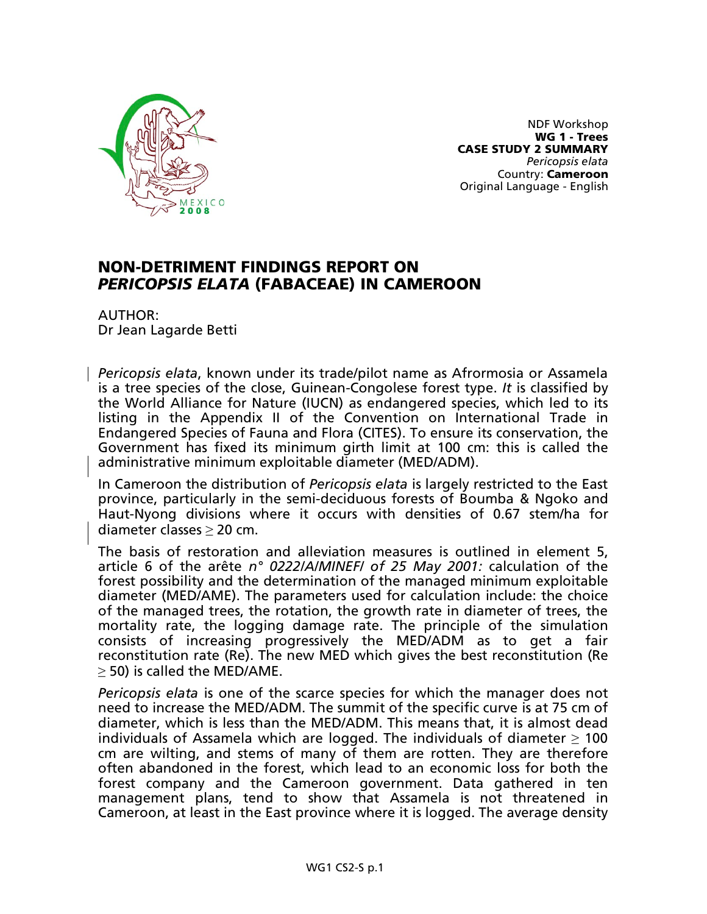NDF Workshop
**WG 1 - Trees**
**CASE STUDY 2 SUMMARY**
*Pericopsis elata*
Country: **Cameroon**
Original Language - English

# NON-DETRIMENT FINDINGS REPORT ON *PERICOPSIS ELATA* (FABACEAE) IN CAMEROON

AUTHOR:
Dr Jean Lagarde Betti

*Pericopsis elata*, known under its trade/pilot name as Afrormosia or Assamela is a tree species of the close, Guinean-Congolese forest type. *It* is classified by the World Alliance for Nature (IUCN) as endangered species, which led to its listing in the Appendix II of the Convention on International Trade in Endangered Species of Fauna and Flora (CITES). To ensure its conservation, the Government has fixed its minimum girth limit at 100 cm: this is called the administrative minimum exploitable diameter (MED/ADM).

In Cameroon the distribution of *Pericopsis elata* is largely restricted to the East province, particularly in the semi-deciduous forests of Boumba & Ngoko and Haut-Nyong divisions where it occurs with densities of 0.67 stem/ha for diameter classes ≥ 20 cm.

The basis of restoration and alleviation measures is outlined in element 5, article 6 of the arête *n° 0222/A/MINEF/ of 25 May 2001:* calculation of the forest possibility and the determination of the managed minimum exploitable diameter (MED/AME). The parameters used for calculation include: the choice of the managed trees, the rotation, the growth rate in diameter of trees, the mortality rate, the logging damage rate. The principle of the simulation consists of increasing progressively the MED/ADM as to get a fair reconstitution rate (Re). The new MED which gives the best reconstitution (Re ≥ 50) is called the MED/AME.

*Pericopsis elata* is one of the scarce species for which the manager does not need to increase the MED/ADM. The summit of the specific curve is at 75 cm of diameter, which is less than the MED/ADM. This means that, it is almost dead individuals of Assamela which are logged. The individuals of diameter ≥ 100 cm are wilting, and stems of many of them are rotten. They are therefore often abandoned in the forest, which lead to an economic loss for both the forest company and the Cameroon government. Data gathered in ten management plans, tend to show that Assamela is not threatened in Cameroon, at least in the East province where it is logged. The average density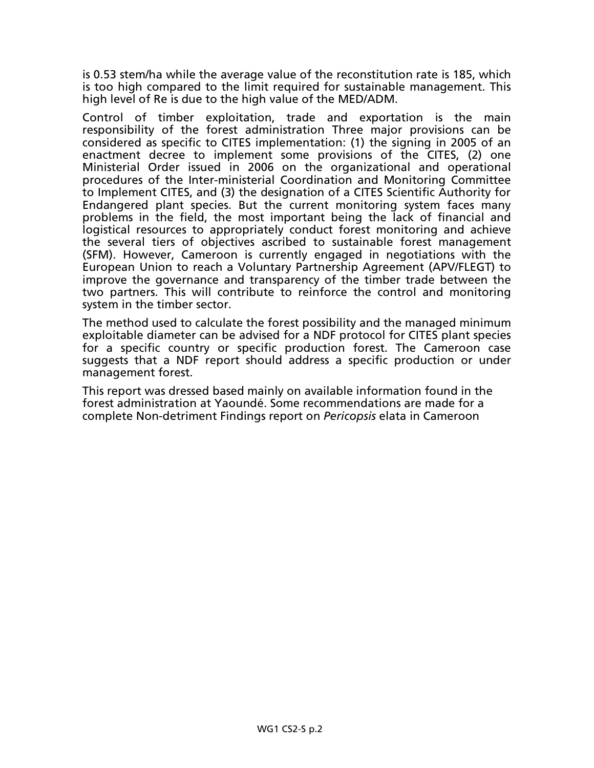is 0.53 stem/ha while the average value of the reconstitution rate is 185, which is too high compared to the limit required for sustainable management. This high level of Re is due to the high value of the MED/ADM.

Control of timber exploitation, trade and exportation is the main responsibility of the forest administration Three major provisions can be considered as specific to CITES implementation: (1) the signing in 2005 of an enactment decree to implement some provisions of the CITES, (2) one Ministerial Order issued in 2006 on the organizational and operational procedures of the Inter-ministerial Coordination and Monitoring Committee to Implement CITES, and (3) the designation of a CITES Scientific Authority for Endangered plant species. But the current monitoring system faces many problems in the field, the most important being the lack of financial and logistical resources to appropriately conduct forest monitoring and achieve the several tiers of objectives ascribed to sustainable forest management (SFM). However, Cameroon is currently engaged in negotiations with the European Union to reach a Voluntary Partnership Agreement (APV/FLEGT) to improve the governance and transparency of the timber trade between the two partners. This will contribute to reinforce the control and monitoring system in the timber sector.

The method used to calculate the forest possibility and the managed minimum exploitable diameter can be advised for a NDF protocol for CITES plant species for a specific country or specific production forest. The Cameroon case suggests that a NDF report should address a specific production or under management forest.

This report was dressed based mainly on available information found in the forest administration at Yaoundé. Some recommendations are made for a complete Non-detriment Findings report on *Pericopsis* elata in Cameroon